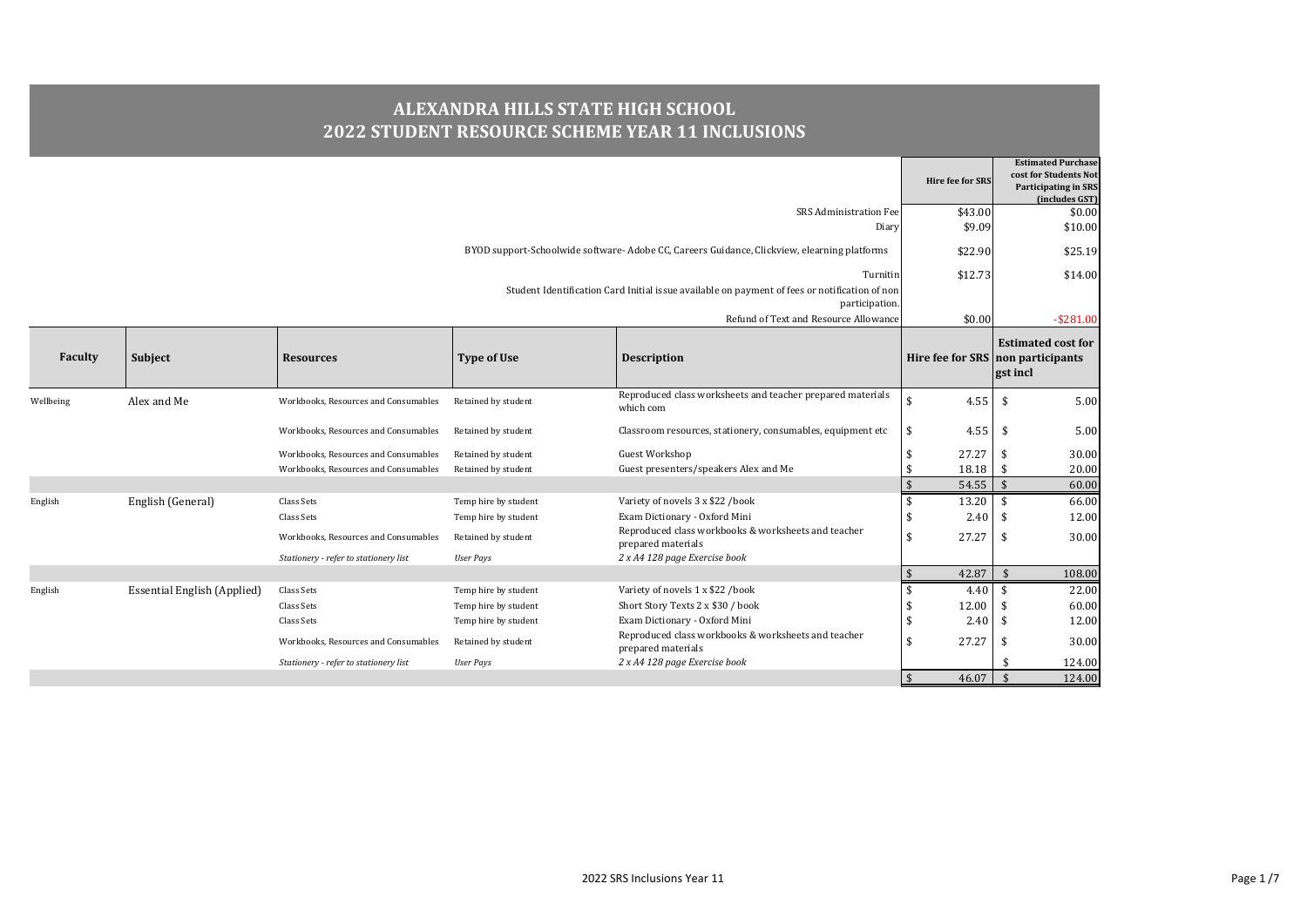# ALEXANDRA HILLS STATE HIGH SCHOOL
## 2022 STUDENT RESOURCE SCHEME YEAR 11 INCLUSIONS

| | Hire fee for SRS | Estimated Purchase cost for Students Not Participating in SRS (includes GST) |
|---|---|---|
| SRS Administration Fee | $43.00 | $0.00 |
| Diary | $9.09 | $10.00 |
| BYOD support-Schoolwide software- Adobe CC, Careers Guidance, Clickview, elearning platforms | $22.90 | $25.19 |
| Turnitin | $12.73 | $14.00 |
| Student Identification Card Initial issue available on payment of fees or notification of non participation. | | |
| Refund of Text and Resource Allowance | $0.00 | -$281.00 |

| Faculty | Subject | Resources | Type of Use | Description | Hire fee for SRS | Estimated cost for non participants gst incl |
|---|---|---|---|---|---|---|
| Wellbeing | Alex and Me | Workbooks, Resources and Consumables | Retained by student | Reproduced class worksheets and teacher prepared materials which com | $ 4.55 | $ 5.00 |
| | | Workbooks, Resources and Consumables | Retained by student | Classroom resources, stationery, consumables, equipment etc | $ 4.55 | $ 5.00 |
| | | Workbooks, Resources and Consumables | Retained by student | Guest Workshop | $ 27.27 | $ 30.00 |
| | | Workbooks, Resources and Consumables | Retained by student | Guest presenters/speakers Alex and Me | $ 18.18 | $ 20.00 |
| | | | | | $ 54.55 | $ 60.00 |
| English | English (General) | Class Sets | Temp hire by student | Variety of novels 3 x $22 /book | $ 13.20 | $ 66.00 |
| | | Class Sets | Temp hire by student | Exam Dictionary - Oxford Mini | $ 2.40 | $ 12.00 |
| | | Workbooks, Resources and Consumables | Retained by student | Reproduced class workbooks & worksheets and teacher prepared materials | $ 27.27 | $ 30.00 |
| | | *Stationery - refer to stationery list* | *User Pays* | *2 x A4 128 page Exercise book* | | |
| | | | | | $ 42.87 | $ 108.00 |
| English | Essential English (Applied) | Class Sets | Temp hire by student | Variety of novels 1 x $22 /book | $ 4.40 | $ 22.00 |
| | | Class Sets | Temp hire by student | Short Story Texts 2 x $30 / book | $ 12.00 | $ 60.00 |
| | | Class Sets | Temp hire by student | Exam Dictionary - Oxford Mini | $ 2.40 | $ 12.00 |
| | | Workbooks, Resources and Consumables | Retained by student | Reproduced class workbooks & worksheets and teacher prepared materials | $ 27.27 | $ 30.00 |
| | | *Stationery - refer to stationery list* | *User Pays* | *2 x A4 128 page Exercise book* | | $ 124.00 |
| | | | | | $ 46.07 | $ 124.00 |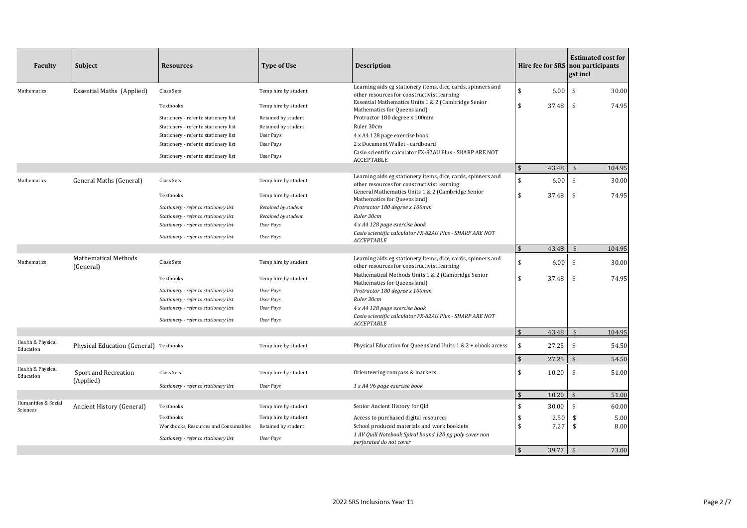| Faculty | Subject | Resources | Type of Use | Description | Hire fee for SRS | Estimated cost for non participants gst incl |
|---|---|---|---|---|---|---|
| Mathematics | Essential Maths (Applied) | Class Sets | Temp hire by student | Learning aids eg stationery items, dice, cards, spinners and other resources for constructivist learning | $ 6.00 | $ 30.00 |
| | | Textbooks | Temp hire by student | Essential Mathematics Units 1 & 2 (Cambridge Senior Mathematics for Queensland) | $ 37.48 | $ 74.95 |
| | | Stationery - refer to stationery list | Retained by student | Protractor 180 degree x 100mm | | |
| | | Stationery - refer to stationery list | Retained by student | Ruler 30cm | | |
| | | Stationery - refer to stationery list | User Pays | 4 x A4 128 page exercise book | | |
| | | Stationery - refer to stationery list | User Pays | 2 x Document Wallet - cardboard | | |
| | | Stationery - refer to stationery list | User Pays | Casio scientific calculator FX-82AU Plus - SHARP ARE NOT ACCEPTABLE | | |
| | | | | | $ 43.48 | $ 104.95 |
| Mathematics | General Maths (General) | Class Sets | Temp hire by student | Learning aids eg stationery items, dice, cards, spinners and other resources for constructivist learning | $ 6.00 | $ 30.00 |
| | | Textbooks | Temp hire by student | General Mathematics Units 1 & 2 (Cambridge Senior Mathematics for Queensland) | $ 37.48 | $ 74.95 |
| | | *Stationery - refer to stationery list* | *Retained by student* | *Protractor 180 degree x 100mm* | | |
| | | *Stationery - refer to stationery list* | *Retained by student* | *Ruler 30cm* | | |
| | | *Stationery - refer to stationery list* | *User Pays* | *4 x A4 128 page exercise book* | | |
| | | *Stationery - refer to stationery list* | *User Pays* | *Casio scientific calculator FX-82AU Plus - SHARP ARE NOT ACCEPTABLE* | | |
| | | | | | $ 43.48 | $ 104.95 |
| Mathematics | Mathematical Methods (General) | Class Sets | Temp hire by student | Learning aids eg stationery items, dice, cards, spinners and other resources for constructivist learning | $ 6.00 | $ 30.00 |
| | | Textbooks | Temp hire by student | Mathematical Methods Units 1 & 2 (Cambridge Senior Mathematics for Queensland) | $ 37.48 | $ 74.95 |
| | | *Stationery - refer to stationery list* | *User Pays* | *Protractor 180 degree x 100mm* | | |
| | | *Stationery - refer to stationery list* | *User Pays* | *Ruler 30cm* | | |
| | | *Stationery - refer to stationery list* | *User Pays* | *4 x A4 128 page exercise book* | | |
| | | *Stationery - refer to stationery list* | *User Pays* | *Casio scientific calculator FX-82AU Plus - SHARP ARE NOT ACCEPTABLE* | | |
| | | | | | $ 43.48 | $ 104.95 |
| Health & Physical Education | Physical Education (General) | Textbooks | Temp hire by student | Physical Education for Queensland Units 1 & 2 + obook access | $ 27.25 | $ 54.50 |
| | | | | | $ 27.25 | $ 54.50 |
| Health & Physical Education | Sport and Recreation (Applied) | Class Sets | Temp hire by student | Orienteering compass & markers | $ 10.20 | $ 51.00 |
| | | *Stationery - refer to stationery list* | *User Pays* | *1 x A4 96 page exercise book* | | |
| | | | | | $ 10.20 | $ 51.00 |
| Humanities & Social Sciences | Ancient History (General) | Textbooks | Temp hire by student | Senior Ancient History for Qld | $ 30.00 | $ 60.00 |
| | | Textbooks | Temp hire by student | Access to purchased digital resources | $ 2.50 | $ 5.00 |
| | | Workbooks, Resources and Consumables | Retained by student | School produced materials and work booklets | $ 7.27 | $ 8.00 |
| | | *Stationery - refer to stationery list* | *User Pays* | *1 AV Quill Notebook Spiral bound 120 pg poly cover non perforated do not cover* | | |
| | | | | | $ 39.77 | $ 73.00 |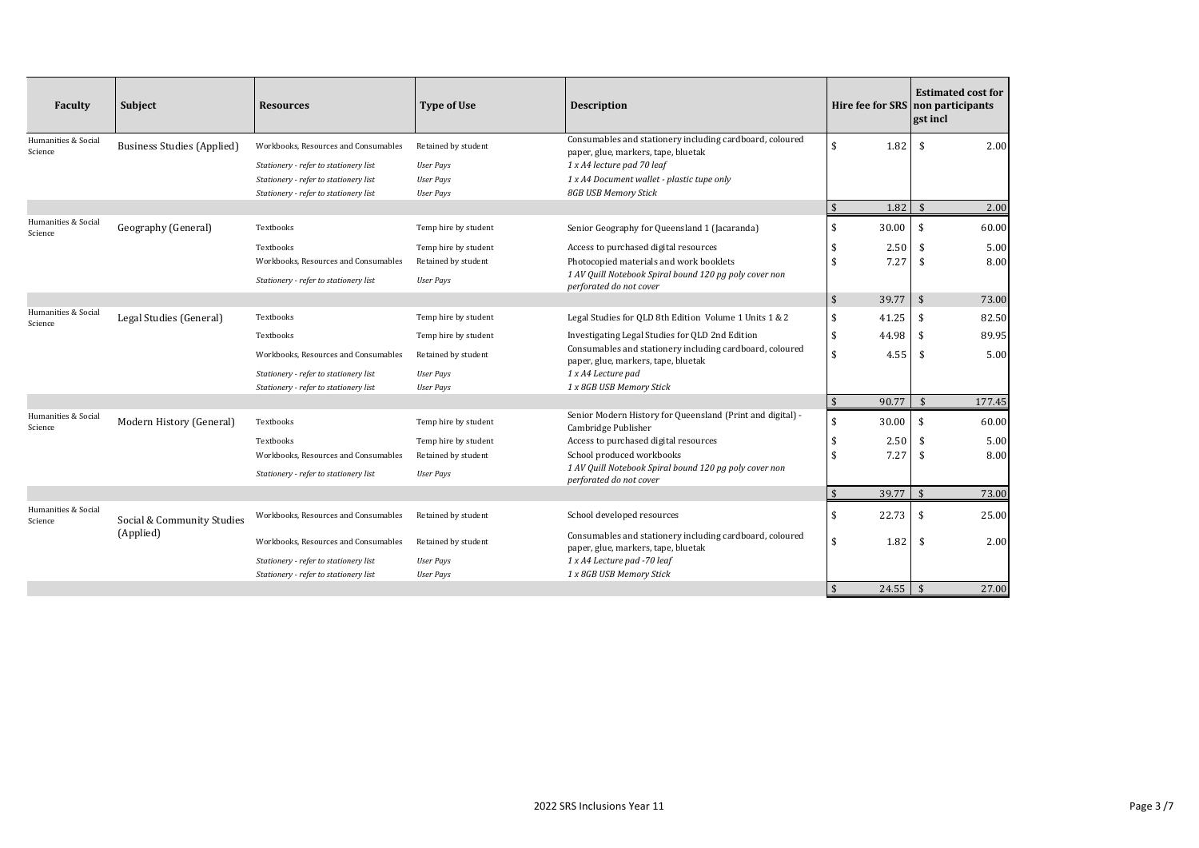| Faculty | Subject | Resources | Type of Use | Description | Hire fee for SRS | Estimated cost for non participants gst incl |
|---|---|---|---|---|---|---|
| Humanities & Social Science | Business Studies (Applied) | Workbooks, Resources and Consumables | Retained by student | Consumables and stationery including cardboard, coloured paper, glue, markers, tape, bluetak | $ 1.82 | $ 2.00 |
| | | *Stationery - refer to stationery list* | *User Pays* | *1 x A4 lecture pad 70 leaf* | | |
| | | *Stationery - refer to stationery list* | *User Pays* | *1 x A4 Document wallet - plastic tupe only* | | |
| | | *Stationery - refer to stationery list* | *User Pays* | *8GB USB Memory Stick* | | |
| | | | | | $ 1.82 | $ 2.00 |
| Humanities & Social Science | Geography (General) | Textbooks | Temp hire by student | Senior Geography for Queensland 1 (Jacaranda) | $ 30.00 | $ 60.00 |
| | | Textbooks | Temp hire by student | Access to purchased digital resources | $ 2.50 | $ 5.00 |
| | | Workbooks, Resources and Consumables | Retained by student | Photocopied materials and work booklets | $ 7.27 | $ 8.00 |
| | | *Stationery - refer to stationery list* | *User Pays* | *1 AV Quill Notebook Spiral bound 120 pg poly cover non perforated do not cover* | | |
| | | | | | $ 39.77 | $ 73.00 |
| Humanities & Social Science | Legal Studies (General) | Textbooks | Temp hire by student | Legal Studies for QLD 8th Edition Volume 1 Units 1 & 2 | $ 41.25 | $ 82.50 |
| | | Textbooks | Temp hire by student | Investigating Legal Studies for QLD 2nd Edition | $ 44.98 | $ 89.95 |
| | | Workbooks, Resources and Consumables | Retained by student | Consumables and stationery including cardboard, coloured paper, glue, markers, tape, bluetak | $ 4.55 | $ 5.00 |
| | | *Stationery - refer to stationery list* | *User Pays* | *1 x A4 Lecture pad* | | |
| | | *Stationery - refer to stationery list* | *User Pays* | *1 x 8GB USB Memory Stick* | | |
| | | | | | $ 90.77 | $ 177.45 |
| Humanities & Social Science | Modern History (General) | Textbooks | Temp hire by student | Senior Modern History for Queensland (Print and digital) - Cambridge Publisher | $ 30.00 | $ 60.00 |
| | | Textbooks | Temp hire by student | Access to purchased digital resources | $ 2.50 | $ 5.00 |
| | | Workbooks, Resources and Consumables | Retained by student | School produced workbooks | $ 7.27 | $ 8.00 |
| | | *Stationery - refer to stationery list* | *User Pays* | *1 AV Quill Notebook Spiral bound 120 pg poly cover non perforated do not cover* | | |
| | | | | | $ 39.77 | $ 73.00 |
| Humanities & Social Science | Social & Community Studies (Applied) | Workbooks, Resources and Consumables | Retained by student | School developed resources | $ 22.73 | $ 25.00 |
| | | Workbooks, Resources and Consumables | Retained by student | Consumables and stationery including cardboard, coloured paper, glue, markers, tape, bluetak | $ 1.82 | $ 2.00 |
| | | *Stationery - refer to stationery list* | *User Pays* | *1 x A4 Lecture pad -70 leaf* | | |
| | | *Stationery - refer to stationery list* | *User Pays* | *1 x 8GB USB Memory Stick* | | |
| | | | | | $ 24.55 | $ 27.00 |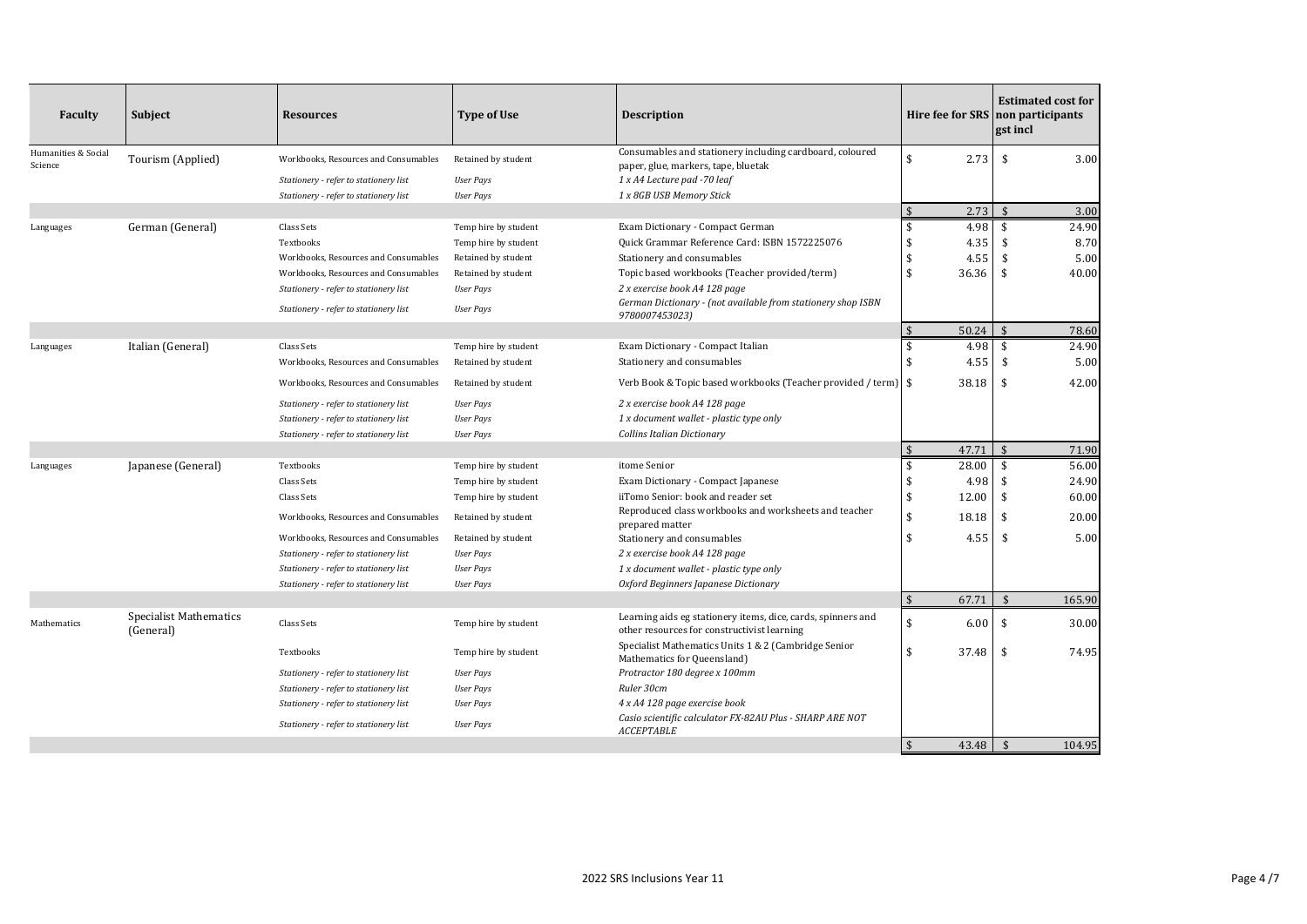| Faculty | Subject | Resources | Type of Use | Description | Hire fee for SRS | Estimated cost for non participants gst incl |
|---|---|---|---|---|---|---|
| Humanities & Social Science | Tourism (Applied) | Workbooks, Resources and Consumables | Retained by student | Consumables and stationery including cardboard, coloured paper, glue, markers, tape, bluetak | $ 2.73 | $ 3.00 |
| | | *Stationery - refer to stationery list* | *User Pays* | *1 x A4 Lecture pad -70 leaf* | | |
| | | *Stationery - refer to stationery list* | *User Pays* | *1 x 8GB USB Memory Stick* | | |
| | | | | | $ 2.73 | $ 3.00 |
| Languages | German (General) | Class Sets | Temp hire by student | Exam Dictionary - Compact German | $ 4.98 | $ 24.90 |
| | | Textbooks | Temp hire by student | Quick Grammar Reference Card: ISBN 1572225076 | $ 4.35 | $ 8.70 |
| | | Workbooks, Resources and Consumables | Retained by student | Stationery and consumables | $ 4.55 | $ 5.00 |
| | | Workbooks, Resources and Consumables | Retained by student | Topic based workbooks (Teacher provided/term) | $ 36.36 | $ 40.00 |
| | | *Stationery - refer to stationery list* | *User Pays* | *2 x exercise book A4 128 page* | | |
| | | *Stationery - refer to stationery list* | *User Pays* | *German Dictionary - (not available from stationery shop ISBN 9780007453023)* | | |
| | | | | | $ 50.24 | $ 78.60 |
| Languages | Italian (General) | Class Sets | Temp hire by student | Exam Dictionary - Compact Italian | $ 4.98 | $ 24.90 |
| | | Workbooks, Resources and Consumables | Retained by student | Stationery and consumables | $ 4.55 | $ 5.00 |
| | | Workbooks, Resources and Consumables | Retained by student | Verb Book & Topic based workbooks (Teacher provided / term) | $ 38.18 | $ 42.00 |
| | | *Stationery - refer to stationery list* | *User Pays* | *2 x exercise book A4 128 page* | | |
| | | *Stationery - refer to stationery list* | *User Pays* | *1 x document wallet - plastic type only* | | |
| | | *Stationery - refer to stationery list* | *User Pays* | *Collins Italian Dictionary* | | |
| | | | | | $ 47.71 | $ 71.90 |
| Languages | Japanese (General) | Textbooks | Temp hire by student | itome Senior | $ 28.00 | $ 56.00 |
| | | Class Sets | Temp hire by student | Exam Dictionary - Compact Japanese | $ 4.98 | $ 24.90 |
| | | Class Sets | Temp hire by student | iiTomo Senior: book and reader set | $ 12.00 | $ 60.00 |
| | | Workbooks, Resources and Consumables | Retained by student | Reproduced class workbooks and worksheets and teacher prepared matter | $ 18.18 | $ 20.00 |
| | | Workbooks, Resources and Consumables | Retained by student | Stationery and consumables | $ 4.55 | $ 5.00 |
| | | *Stationery - refer to stationery list* | *User Pays* | *2 x exercise book A4 128 page* | | |
| | | *Stationery - refer to stationery list* | *User Pays* | *1 x document wallet - plastic type only* | | |
| | | *Stationery - refer to stationery list* | *User Pays* | *Oxford Beginners Japanese Dictionary* | | |
| | | | | | $ 67.71 | $ 165.90 |
| Mathematics | Specialist Mathematics (General) | Class Sets | Temp hire by student | Learning aids eg stationery items, dice, cards, spinners and other resources for constructivist learning | $ 6.00 | $ 30.00 |
| | | Textbooks | Temp hire by student | Specialist Mathematics Units 1 & 2 (Cambridge Senior Mathematics for Queensland) | $ 37.48 | $ 74.95 |
| | | *Stationery - refer to stationery list* | *User Pays* | *Protractor 180 degree x 100mm* | | |
| | | *Stationery - refer to stationery list* | *User Pays* | *Ruler 30cm* | | |
| | | *Stationery - refer to stationery list* | *User Pays* | *4 x A4 128 page exercise book* | | |
| | | *Stationery - refer to stationery list* | *User Pays* | *Casio scientific calculator FX-82AU Plus - SHARP ARE NOT ACCEPTABLE* | | |
| | | | | | $ 43.48 | $ 104.95 |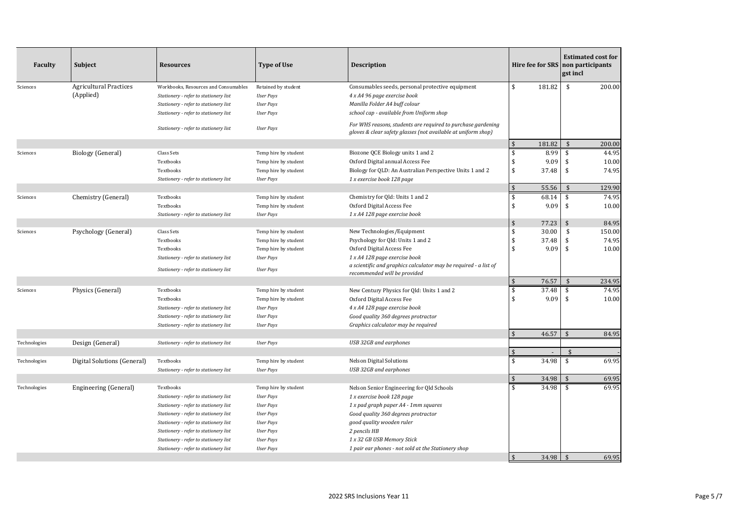| Faculty | Subject | Resources | Type of Use | Description | Hire fee for SRS | Estimated cost for non participants gst incl |
|---|---|---|---|---|---|---|
| Sciences | Agricultural Practices (Applied) | Workbooks, Resources and Consumables | Retained by student | Consumables seeds, personal protective equipment | $ 181.82 | $ 200.00 |
| | | *Stationery - refer to stationery list* | *User Pays* | *4 x A4 96 page exercise book* | | |
| | | *Stationery - refer to stationery list* | *User Pays* | *Manilla Folder A4 buff colour* | | |
| | | *Stationery - refer to stationery list* | *User Pays* | *school cap - available from Uniform shop* | | |
| | | *Stationery - refer to stationery list* | *User Pays* | *For WHS reasons, students are required to purchase gardening gloves & clear safety glasses (not available at uniform shop)* | | |
| | | | | | $ 181.82 | $ 200.00 |
| Sciences | Biology (General) | Class Sets | Temp hire by student | Biozone QCE Biology units 1 and 2 | $ 8.99 | $ 44.95 |
| | | Textbooks | Temp hire by student | Oxford Digital annual Access Fee | $ 9.09 | $ 10.00 |
| | | Textbooks | Temp hire by student | Biology for QLD: An Australian Perspective Units 1 and 2 | $ 37.48 | $ 74.95 |
| | | *Stationery - refer to stationery list* | *User Pays* | *1 x exercise book 128 page* | | |
| | | | | | $ 55.56 | $ 129.90 |
| Sciences | Chemistry (General) | Textbooks | Temp hire by student | Chemistry for Qld: Units 1 and 2 | $ 68.14 | $ 74.95 |
| | | Textbooks | Temp hire by student | Oxford Digital Access Fee | $ 9.09 | $ 10.00 |
| | | *Stationery - refer to stationery list* | *User Pays* | *1 x A4 128 page exercise book* | | |
| | | | | | $ 77.23 | $ 84.95 |
| Sciences | Psychology (General) | Class Sets | Temp hire by student | New Technologies/Equipment | $ 30.00 | $ 150.00 |
| | | Textbooks | Temp hire by student | Psychology for Qld: Units 1 and 2 | $ 37.48 | $ 74.95 |
| | | Textbooks | Temp hire by student | Oxford Digital Access Fee | $ 9.09 | $ 10.00 |
| | | *Stationery - refer to stationery list* | *User Pays* | *1 x A4 128 page exercise book* | | |
| | | *Stationery - refer to stationery list* | *User Pays* | *a scientific and graphics calculator may be required - a list of recommended will be provided* | | |
| | | | | | $ 76.57 | $ 234.95 |
| Sciences | Physics (General) | Textbooks | Temp hire by student | New Century Physics for Qld: Units 1 and 2 | $ 37.48 | $ 74.95 |
| | | Textbooks | Temp hire by student | Oxford Digital Access Fee | $ 9.09 | $ 10.00 |
| | | *Stationery - refer to stationery list* | *User Pays* | *4 x A4 128 page exercise book* | | |
| | | *Stationery - refer to stationery list* | *User Pays* | *Good quality 360 degrees protractor* | | |
| | | *Stationery - refer to stationery list* | *User Pays* | *Graphics calculator may be required* | | |
| | | | | | $ 46.57 | $ 84.95 |
| Technologies | Design (General) | *Stationery - refer to stationery list* | *User Pays* | *USB 32GB and earphones* | | |
| | | | | | $ - | $ - |
| Technologies | Digital Solutions (General) | Textbooks | Temp hire by student | Nelson Digital Solutions | $ 34.98 | $ 69.95 |
| | | *Stationery - refer to stationery list* | *User Pays* | *USB 32GB and earphones* | | |
| | | | | | $ 34.98 | $ 69.95 |
| Technologies | Engineering (General) | Textbooks | Temp hire by student | Nelson Senior Engineering for Qld Schools | $ 34.98 | $ 69.95 |
| | | *Stationery - refer to stationery list* | *User Pays* | *1 x exercise book 128 page* | | |
| | | *Stationery - refer to stationery list* | *User Pays* | *1 x pad graph paper A4 - 1mm squares* | | |
| | | *Stationery - refer to stationery list* | *User Pays* | *Good quality 360 degrees protractor* | | |
| | | *Stationery - refer to stationery list* | *User Pays* | *good quality wooden ruler* | | |
| | | *Stationery - refer to stationery list* | *User Pays* | *2 pencils HB* | | |
| | | *Stationery - refer to stationery list* | *User Pays* | *1 x 32 GB USB Memory Stick* | | |
| | | *Stationery - refer to stationery list* | *User Pays* | *1 pair ear phones - not sold at the Stationery shop* | | |
| | | | | | $ 34.98 | $ 69.95 |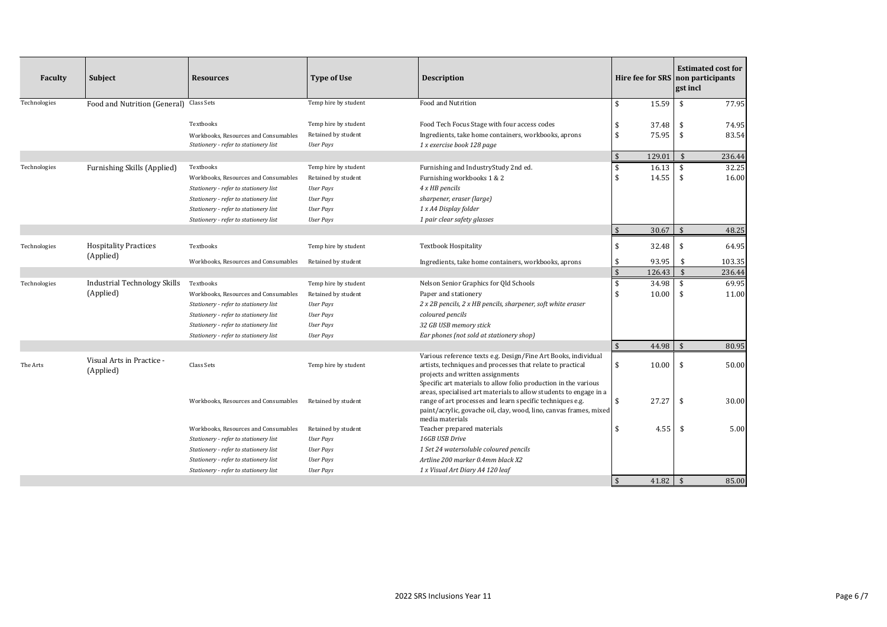| Faculty | Subject | Resources | Type of Use | Description | Hire fee for SRS | Estimated cost for non participants gst incl |
|---|---|---|---|---|---|---|
| Technologies | Food and Nutrition (General) | Class Sets | Temp hire by student | Food and Nutrition | $ 15.59 | $ 77.95 |
| | | Textbooks | Temp hire by student | Food Tech Focus Stage with four access codes | $ 37.48 | $ 74.95 |
| | | Workbooks, Resources and Consumables | Retained by student | Ingredients, take home containers, workbooks, aprons | $ 75.95 | $ 83.54 |
| | | *Stationery - refer to stationery list* | *User Pays* | *1 x exercise book 128 page* | | |
| | | | | | $ 129.01 | $ 236.44 |
| Technologies | Furnishing Skills (Applied) | Textbooks | Temp hire by student | Furnishing and IndustryStudy 2nd ed. | $ 16.13 | $ 32.25 |
| | | Workbooks, Resources and Consumables | Retained by student | Furnishing workbooks 1 & 2 | $ 14.55 | $ 16.00 |
| | | *Stationery - refer to stationery list* | *User Pays* | *4 x HB pencils* | | |
| | | *Stationery - refer to stationery list* | *User Pays* | *sharpener, eraser (large)* | | |
| | | *Stationery - refer to stationery list* | *User Pays* | *1 x A4 Display folder* | | |
| | | *Stationery - refer to stationery list* | *User Pays* | *1 pair clear safety glasses* | | |
| | | | | | $ 30.67 | $ 48.25 |
| Technologies | Hospitality Practices (Applied) | Textbooks | Temp hire by student | Textbook Hospitality | $ 32.48 | $ 64.95 |
| | | Workbooks, Resources and Consumables | Retained by student | Ingredients, take home containers, workbooks, aprons | $ 93.95 | $ 103.35 |
| | | | | | $ 126.43 | $ 236.44 |
| Technologies | Industrial Technology Skills (Applied) | Textbooks | Temp hire by student | Nelson Senior Graphics for Qld Schools | $ 34.98 | $ 69.95 |
| | | Workbooks, Resources and Consumables | Retained by student | Paper and stationery | $ 10.00 | $ 11.00 |
| | | *Stationery - refer to stationery list* | *User Pays* | *2 x 2B pencils, 2 x HB pencils, sharpener, soft white eraser* | | |
| | | *Stationery - refer to stationery list* | *User Pays* | *coloured pencils* | | |
| | | *Stationery - refer to stationery list* | *User Pays* | *32 GB USB memory stick* | | |
| | | *Stationery - refer to stationery list* | *User Pays* | *Ear phones (not sold at stationery shop)* | | |
| | | | | | $ 44.98 | $ 80.95 |
| The Arts | Visual Arts in Practice - (Applied) | Class Sets | Temp hire by student | Various reference texts e.g. Design/Fine Art Books, individual artists, techniques and processes that relate to practical projects and written assignments | $ 10.00 | $ 50.00 |
| | | Workbooks, Resources and Consumables | Retained by student | Specific art materials to allow folio production in the various areas, specialised art materials to allow students to engage in a range of art processes and learn specific techniques e.g. paint/acrylic, govache oil, clay, wood, lino, canvas frames, mixed media materials | $ 27.27 | $ 30.00 |
| | | Workbooks, Resources and Consumables | Retained by student | Teacher prepared materials | $ 4.55 | $ 5.00 |
| | | *Stationery - refer to stationery list* | *User Pays* | *16GB USB Drive* | | |
| | | *Stationery - refer to stationery list* | *User Pays* | *1 Set 24 watersoluble coloured pencils* | | |
| | | *Stationery - refer to stationery list* | *User Pays* | *Artline 200 marker 0.4mm black X2* | | |
| | | *Stationery - refer to stationery list* | *User Pays* | *1 x Visual Art Diary A4 120 leaf* | | |
| | | | | | $ 41.82 | $ 85.00 |

2022 SRS Inclusions Year 11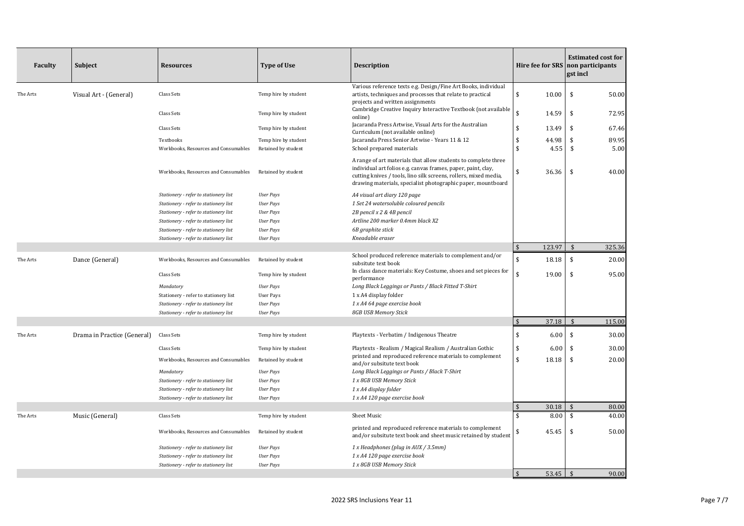| Faculty | Subject | Resources | Type of Use | Description | Hire fee for SRS | Estimated cost for non participants gst incl |
|---|---|---|---|---|---|---|
| The Arts | Visual Art - (General) | Class Sets | Temp hire by student | Various reference texts e.g. Design/Fine Art Books, individual artists, techniques and processes that relate to practical projects and written assignments | $ 10.00 | $ 50.00 |
| | | Class Sets | Temp hire by student | Cambridge Creative Inquiry Interactive Textbook (not available online) | $ 14.59 | $ 72.95 |
| | | Class Sets | Temp hire by student | Jacaranda Press Artwise, Visual Arts for the Australian Curriculum (not available online) | $ 13.49 | $ 67.46 |
| | | Textbooks | Temp hire by student | Jacaranda Press Senior Artwise - Years 11 & 12 | $ 44.98 | $ 89.95 |
| | | Workbooks, Resources and Consumables | Retained by student | School prepared materials | $ 4.55 | $ 5.00 |
| | | Workbooks, Resources and Consumables | Retained by student | A range of art materials that allow students to complete three individual art folios e.g. canvas frames, paper, paint, clay, cutting knives / tools, lino silk screens, rollers, mixed media, drawing materials, specialist photographic paper, mountboard | $ 36.36 | $ 40.00 |
| | | *Stationery - refer to stationery list* | *User Pays* | *A4 visual art diary 120 page* | | |
| | | *Stationery - refer to stationery list* | *User Pays* | *1 Set 24 watersoluble coloured pencils* | | |
| | | *Stationery - refer to stationery list* | *User Pays* | *2B pencil x 2 & 4B pencil* | | |
| | | *Stationery - refer to stationery list* | *User Pays* | *Artline 200 marker 0.4mm black X2* | | |
| | | *Stationery - refer to stationery list* | *User Pays* | *6B graphite stick* | | |
| | | *Stationery - refer to stationery list* | *User Pays* | *Kneadable eraser* | | |
| | | | | | $ 123.97 | $ 325.36 |
| The Arts | Dance (General) | Workbooks, Resources and Consumables | Retained by student | School produced reference materials to complement and/or subsitute text book | $ 18.18 | $ 20.00 |
| | | Class Sets | Temp hire by student | In class dance materials: Key Costume, shoes and set pieces for performance | $ 19.00 | $ 95.00 |
| | | *Mandatory* | *User Pays* | *Long Black Leggings or Pants / Black Fitted T-Shirt* | | |
| | | Stationery - refer to stationery list | User Pays | 1 x A4 display folder | | |
| | | *Stationery - refer to stationery list* | *User Pays* | *1 x A4 64 page exercise book* | | |
| | | *Stationery - refer to stationery list* | *User Pays* | *8GB USB Memory Stick* | | |
| | | | | | $ 37.18 | $ 115.00 |
| The Arts | Drama in Practice (General) | Class Sets | Temp hire by student | Playtexts - Verbatim / Indigenous Theatre | $ 6.00 | $ 30.00 |
| | | Class Sets | Temp hire by student | Playtexts - Realism / Magical Realism / Australian Gothic | $ 6.00 | $ 30.00 |
| | | Workbooks, Resources and Consumables | Retained by student | printed and reproduced reference materials to complement and/or subsitute text book | $ 18.18 | $ 20.00 |
| | | *Mandatory* | *User Pays* | *Long Black Leggings or Pants / Black T-Shirt* | | |
| | | *Stationery - refer to stationery list* | *User Pays* | *1 x 8GB USB Memory Stick* | | |
| | | *Stationery - refer to stationery list* | *User Pays* | *1 x A4 display folder* | | |
| | | *Stationery - refer to stationery list* | *User Pays* | *1 x A4 120 page exercise book* | | |
| | | | | | $ 30.18 | $ 80.00 |
| The Arts | Music (General) | Class Sets | Temp hire by student | Sheet Music | $ 8.00 | $ 40.00 |
| | | Workbooks, Resources and Consumables | Retained by student | printed and reproduced reference materials to complement and/or subsitute text book and sheet music retained by student | $ 45.45 | $ 50.00 |
| | | *Stationery - refer to stationery list* | *User Pays* | *1 x Headphones (plug in AUX / 3.5mm)* | | |
| | | *Stationery - refer to stationery list* | *User Pays* | *1 x A4 120 page exercise book* | | |
| | | *Stationery - refer to stationery list* | *User Pays* | *1 x 8GB USB Memory Stick* | | |
| | | | | | $ 53.45 | $ 90.00 |